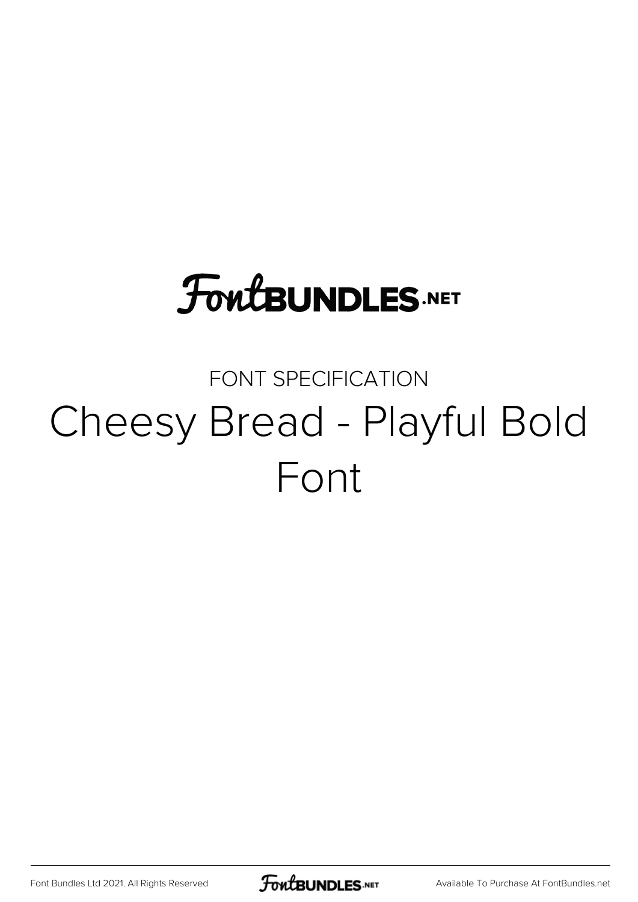FontBUNDLES.NET

FONT SPECIFICATION

# Cheesy Bread - Playful Bold Font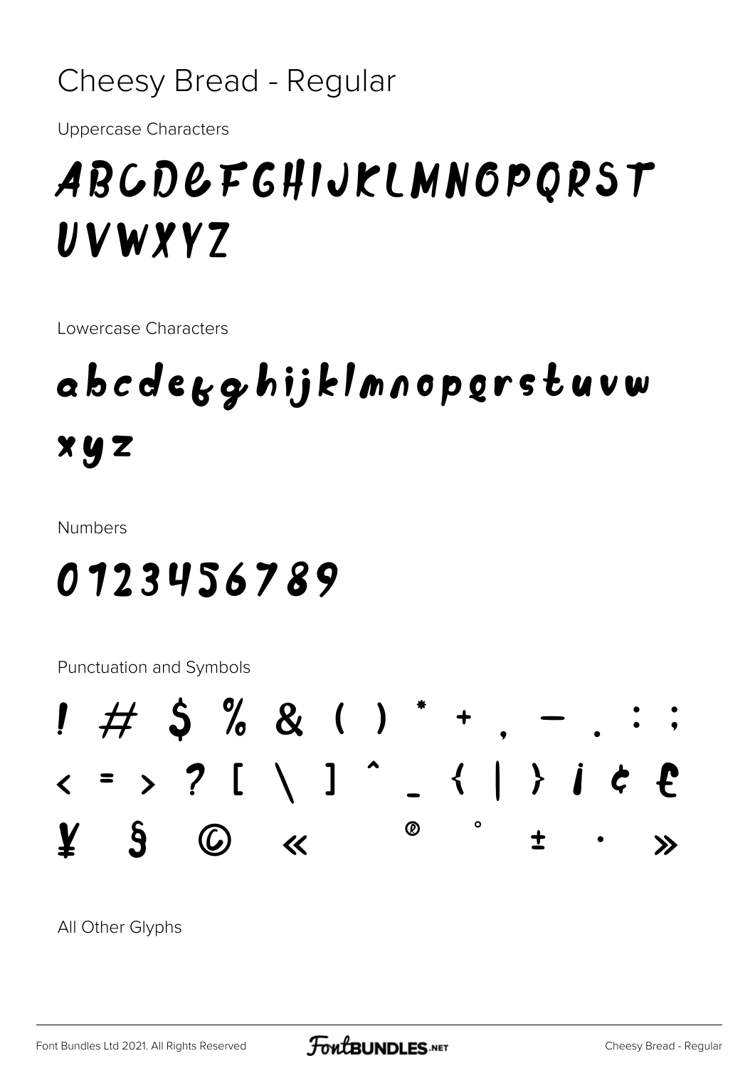# Cheesy Bread - Regular

Uppercase Characters

ABCDEFGHIJKLMNOPQRST
UVWXYZ

Lowercase Characters

abcdefghijklmnopqrstuvw
xyz

Numbers

0123456789

Punctuation and Symbols

! # $ % & ( ) * + , - . : ;
< = > ? [ \ ] ^ _ { | } ¡ ¢ £
¥ § © « ® ° ± · »

All Other Glyphs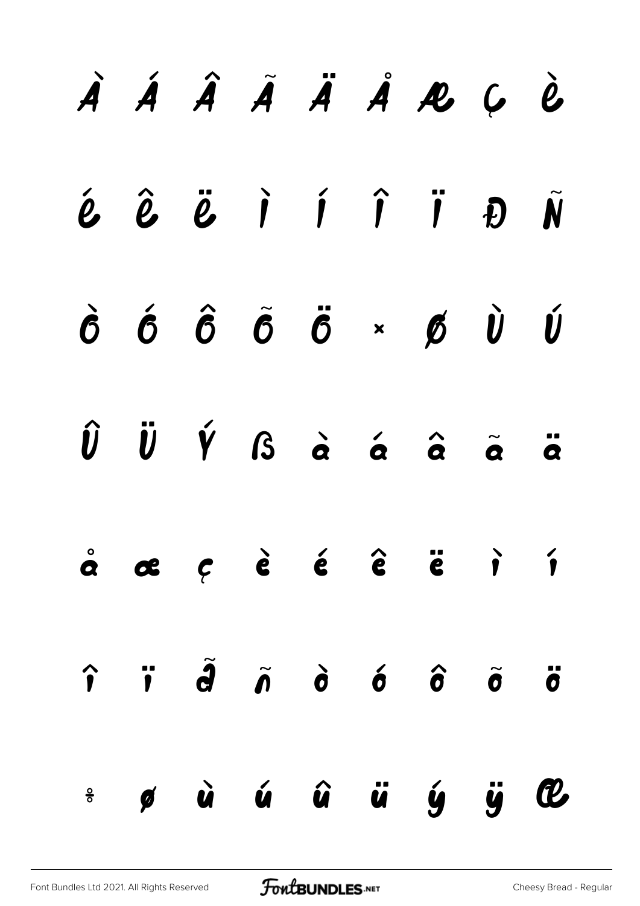À Á Â Ã Ä Å Æ Ç È

É Ê Ë Ì Í Î Ï Ð Ñ

Ò Ó Ô Õ Ö × Ø Ù Ú

Û Ü Ý ß à á â ã ä

å æ ç è é ê ë ì í

î ï ð ñ ò ó ô õ ö

÷ ø ù ú û ü ý ÿ Œ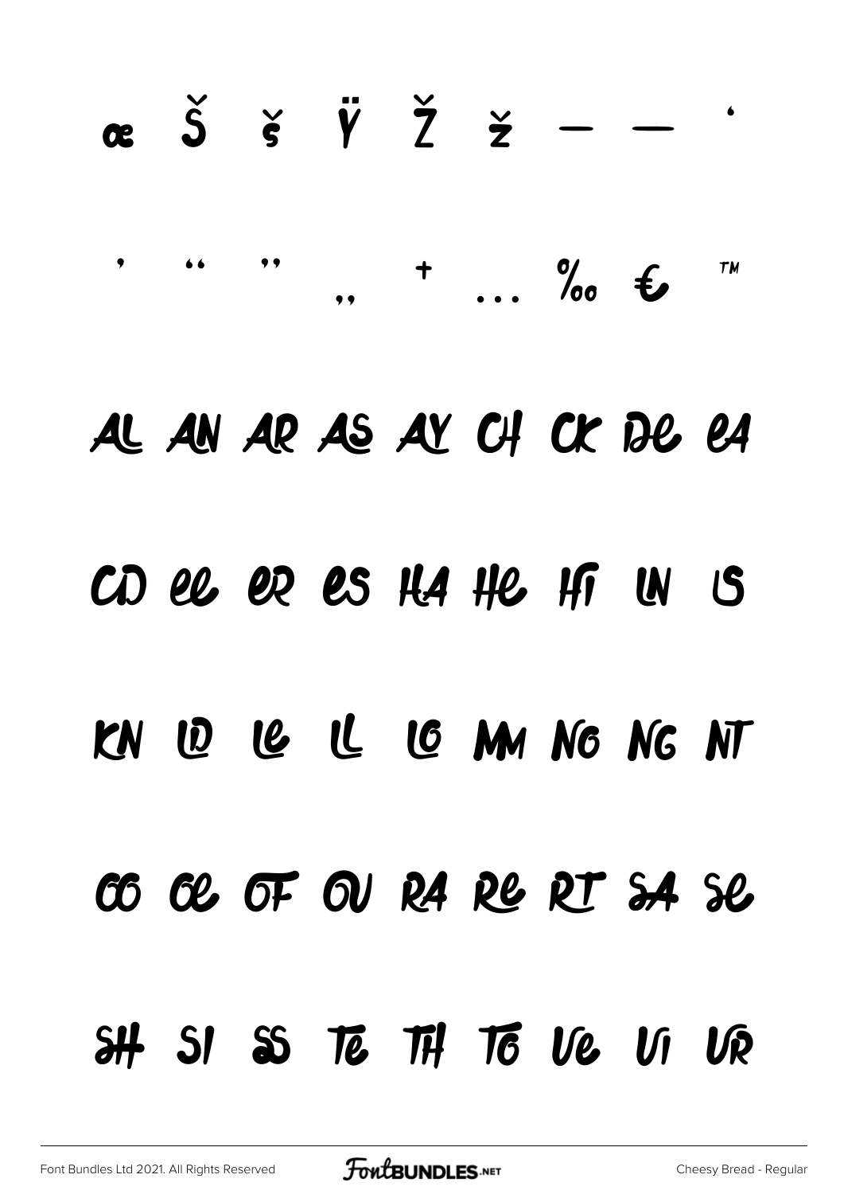œ Š š Ÿ Ž ž – — '

' " " „ † … ‰ € ™

AL AN AR AS AY CH CK DE EA

ED EE ER ES HA HE HI IN IS

KN LD LE LL LO MM NG NG NT

OO OE OF OU RA RE RT SA SE

SH SI SS TE TH TO UE UI UR

Font Bundles Ltd 2021. All Rights Reserved

FontBUNDLES.NET

Cheesy Bread - Regular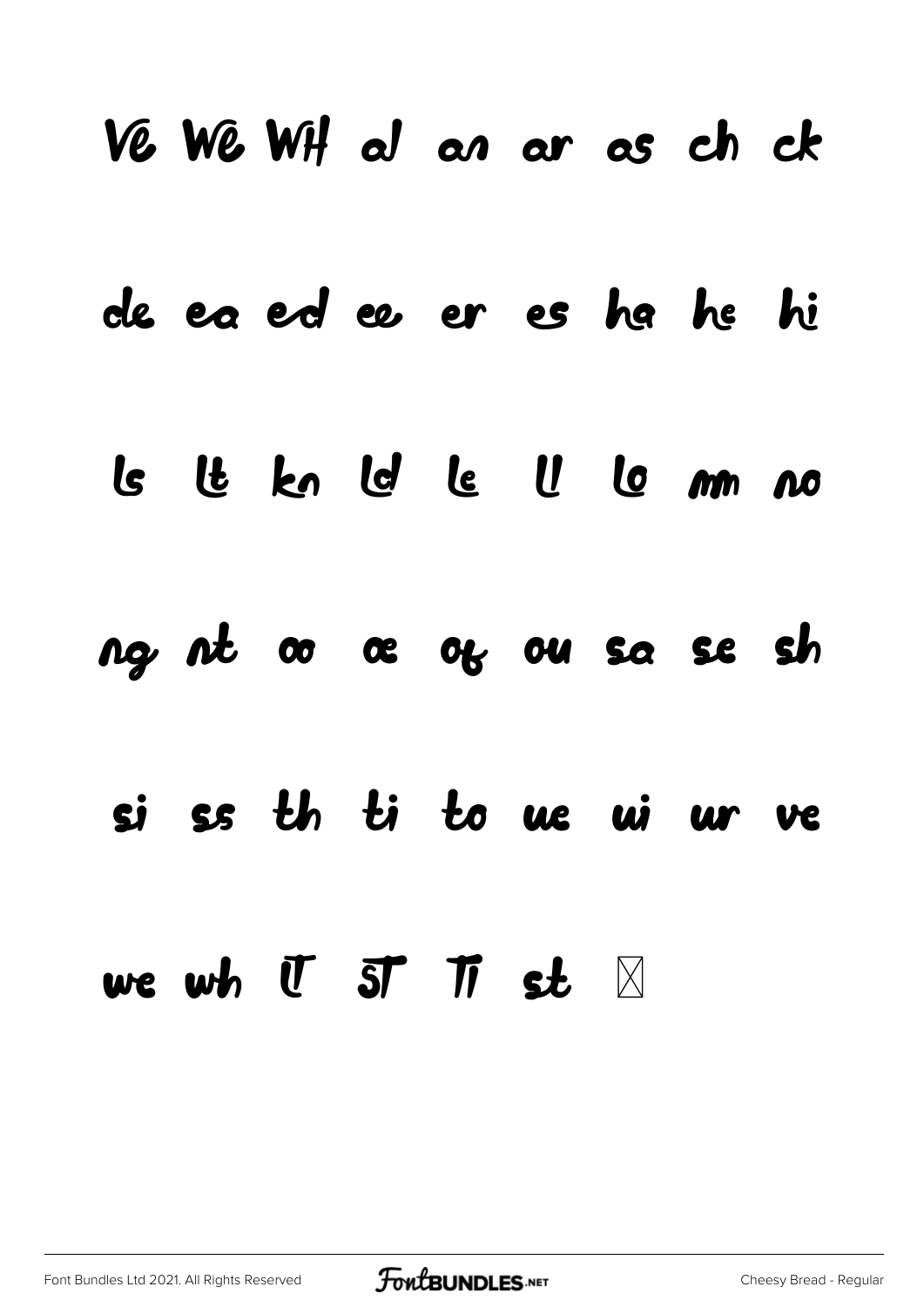Ve We WH al an ar as ch ck

de ea ed ee er es ha he hi

ls lt kn ld le ll lo mm no

ng nt oo oe of ou sa se sh

si ss th ti to ue ui ur ve

we wh lT ST Ti st ☒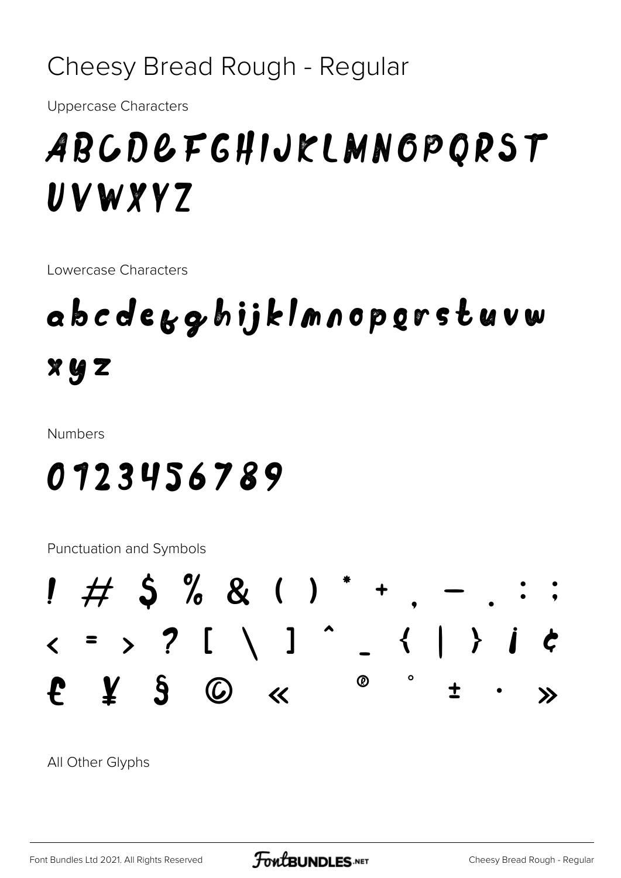# Cheesy Bread Rough - Regular

Uppercase Characters

ABCDEFGHIJKLMNOPQRST
UVWXYZ

Lowercase Characters

abcdefghijklmnopqrstuvw
xyz

Numbers

0123456789

Punctuation and Symbols

! # $ % & ( ) * + , - . : ;
< = > ? [ \ ] ^ _ { | } ¡ ¢
£ ¥ § © « ® ° ± · »

All Other Glyphs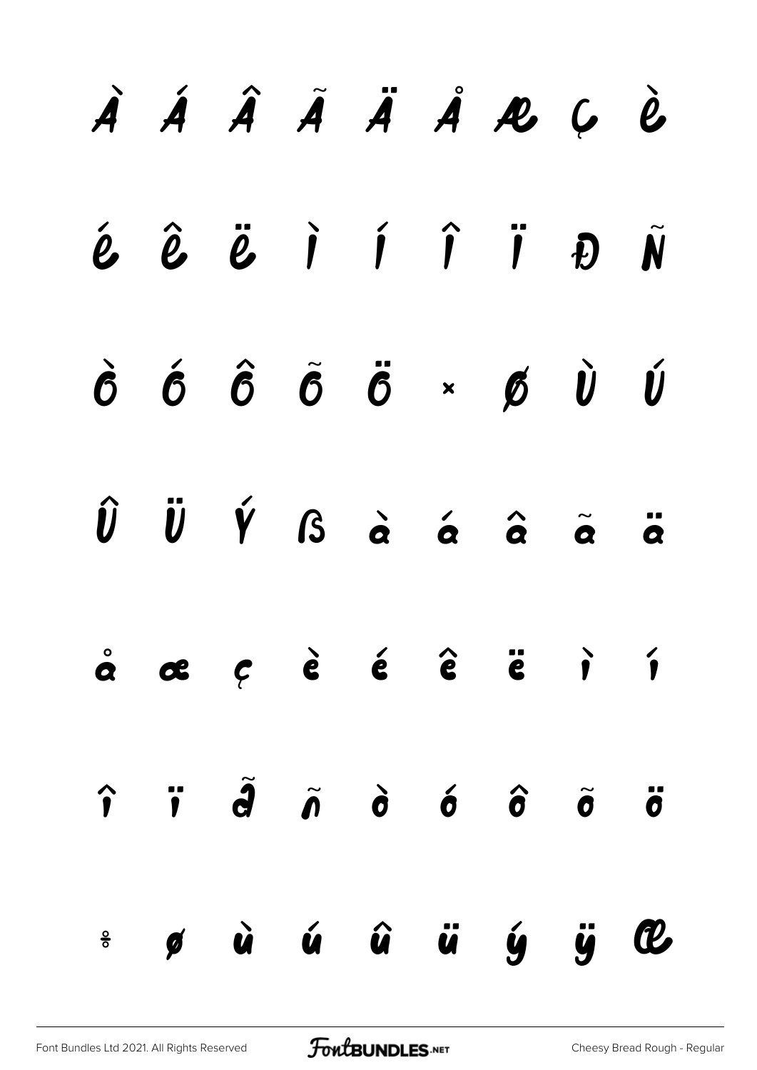À Á Â Ã Ä Å Æ Ç È

É Ê Ë Ì Í Î Ï Ð Ñ

Ò Ó Ô Õ Ö × Ø Ù Ú

Û Ü Ý ß à á â ã ä

å æ ç è é ê ë ì í

î ï ð ñ ò ó ô õ ö

÷ ø ù ú û ü ý ÿ Œ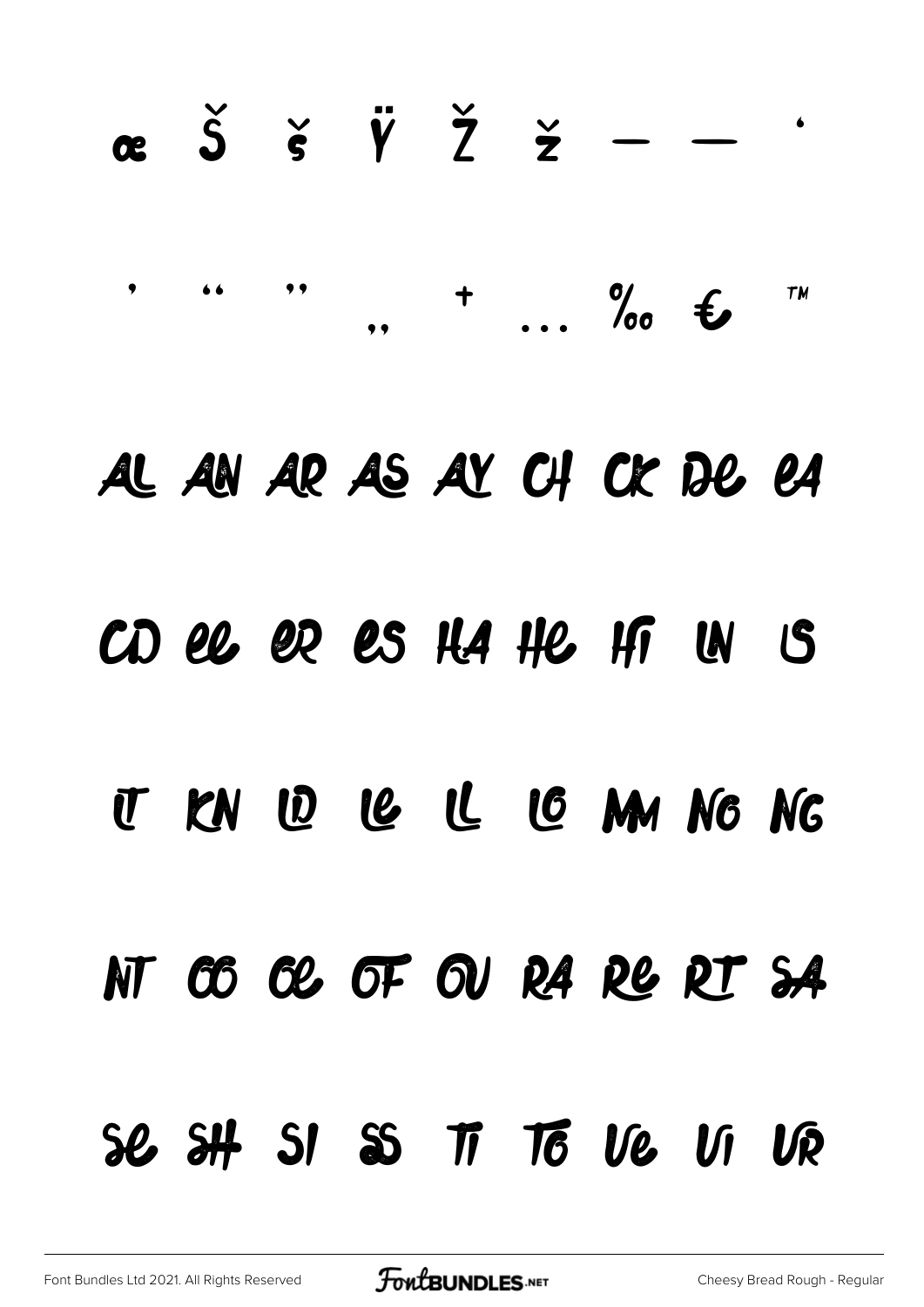œ Š š Ÿ Ž ž – — '

' " " „ + … ‰ € ™

AL AN AR AS AY CH CK DE EA

ED EE ER ES HA HE HI IN IS

IT KN LD LE LL LO MM NO NG

NT OO OE OF OU RA RE RT SA

SE SH SI SS TI TO VE VI VR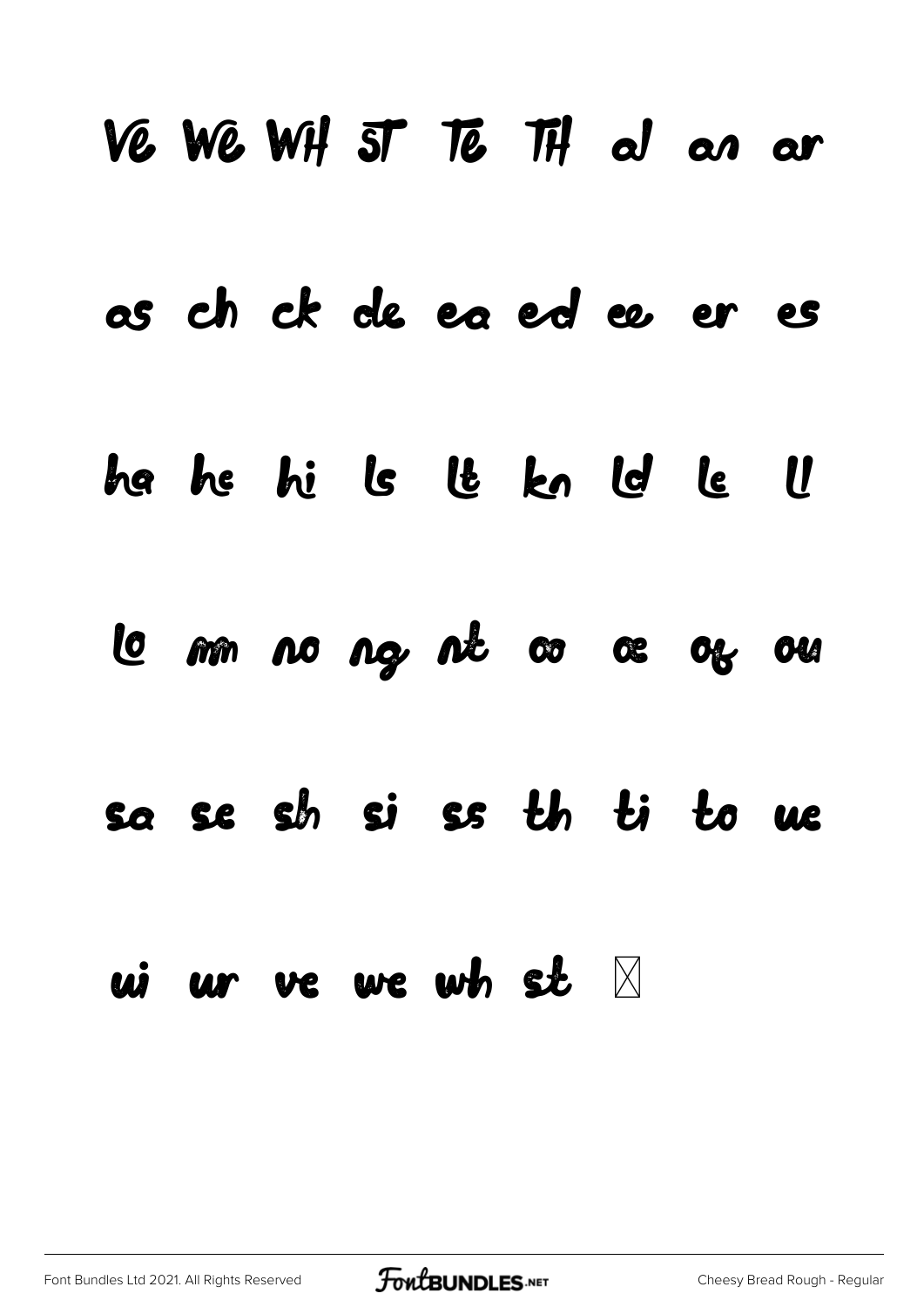VE WE WH ST TE TH al an ar

as ch ck de ea ed ee er es

ha he hi ls lt kn ld le ll

lo mm no ng nt oo oe of ou

sa se sh si ss th ti to ue

ui ur ve we wh st